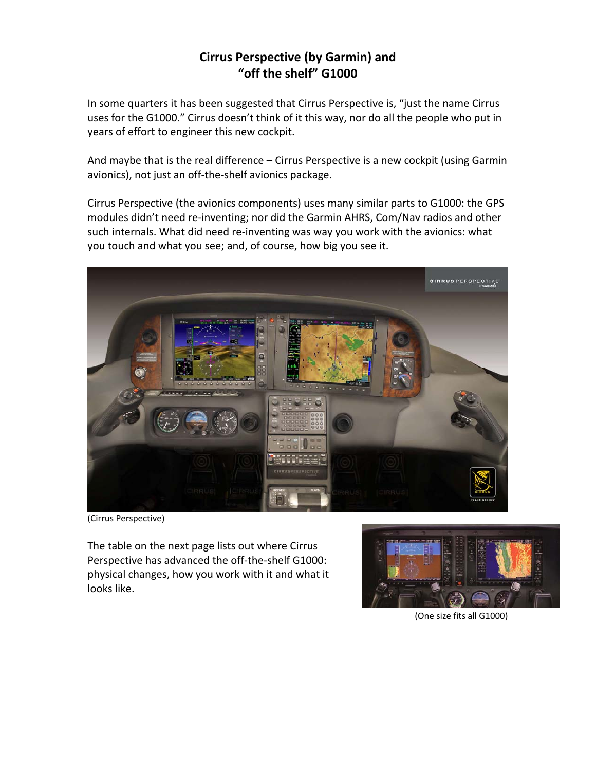# Cirrus Perspective (by Garmin) and "off the shelf" G1000

In some quarters it has been suggested that Cirrus Perspective is, "just the name Cirrus uses for the G1000." Cirrus doesn't think of it this way, nor do all the people who put in years of effort to engineer this new cockpit.

And maybe that is the real difference – Cirrus Perspective is a new cockpit (using Garmin avionics), not just an off-the-shelf avionics package.

Cirrus Perspective (the avionics components) uses many similar parts to G1000: the GPS modules didn't need re-inventing; nor did the Garmin AHRS, Com/Nav radios and other such internals. What did need re-inventing was way you work with the avionics: what you touch and what you see; and, of course, how big you see it.

(Cirrus Perspective)

The table on the next page lists out where Cirrus Perspective has advanced the off-the-shelf G1000: physical changes, how you work with it and what it looks like.

(One size fits all G1000)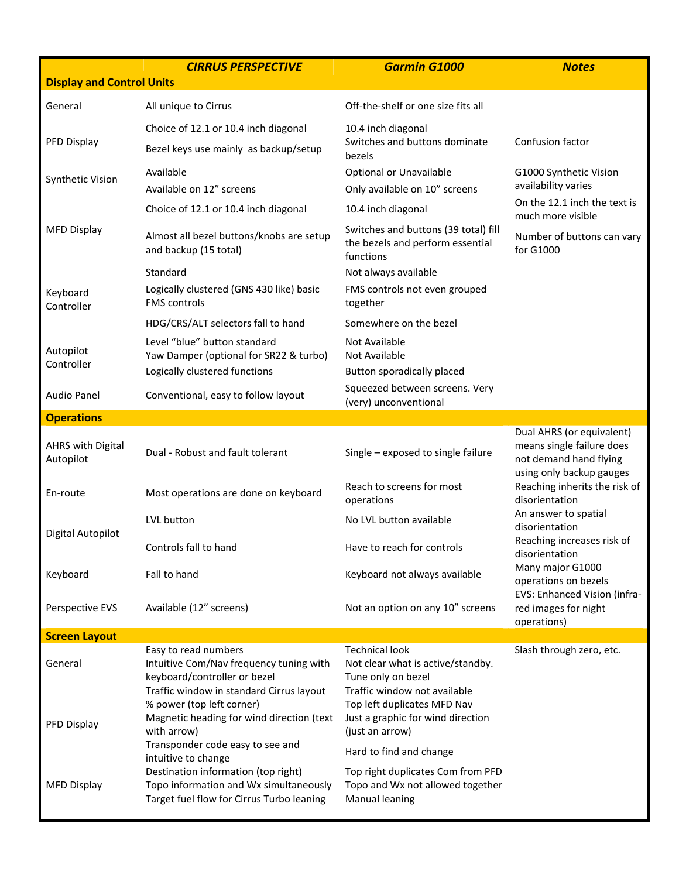| | ***CIRRUS PERSPECTIVE*** | ***Garmin G1000*** | ***Notes*** |
|---|---|---|---|
| **Display and Control Units** | | | |
| General | All unique to Cirrus | Off-the-shelf or one size fits all | |
| PFD Display | Choice of 12.1 or 10.4 inch diagonal<br>Bezel keys use mainly as backup/setup | 10.4 inch diagonal<br>Switches and buttons dominate bezels | Confusion factor |
| Synthetic Vision | Available<br>Available on 12" screens | Optional or Unavailable<br>Only available on 10" screens | G1000 Synthetic Vision availability varies |
| MFD Display | Choice of 12.1 or 10.4 inch diagonal<br>Almost all bezel buttons/knobs are setup and backup (15 total) | 10.4 inch diagonal<br>Switches and buttons (39 total) fill the bezels and perform essential functions | On the 12.1 inch the text is much more visible<br>Number of buttons can vary for G1000 |
| Keyboard Controller | Standard<br>Logically clustered (GNS 430 like) basic FMS controls<br>HDG/CRS/ALT selectors fall to hand | Not always available<br>FMS controls not even grouped together<br>Somewhere on the bezel | |
| Autopilot Controller | Level "blue" button standard<br>Yaw Damper (optional for SR22 & turbo)<br>Logically clustered functions | Not Available<br>Not Available<br>Button sporadically placed | |
| Audio Panel | Conventional, easy to follow layout | Squeezed between screens. Very (very) unconventional | |
| **Operations** | | | |
| AHRS with Digital Autopilot | Dual - Robust and fault tolerant | Single – exposed to single failure | Dual AHRS (or equivalent) means single failure does not demand hand flying using only backup gauges |
| En-route | Most operations are done on keyboard | Reach to screens for most operations | Reaching inherits the risk of disorientation |
| Digital Autopilot | LVL button<br>Controls fall to hand | No LVL button available<br>Have to reach for controls | An answer to spatial disorientation<br>Reaching increases risk of disorientation |
| Keyboard | Fall to hand | Keyboard not always available | Many major G1000 operations on bezels |
| Perspective EVS | Available (12" screens) | Not an option on any 10" screens | EVS: Enhanced Vision (infra-red images for night operations) |
| **Screen Layout** | | | |
| General | Easy to read numbers<br>Intuitive Com/Nav frequency tuning with keyboard/controller or bezel | Technical look<br>Not clear what is active/standby. Tune only on bezel | Slash through zero, etc. |
| PFD Display | Traffic window in standard Cirrus layout<br>% power (top left corner)<br>Magnetic heading for wind direction (text with arrow)<br>Transponder code easy to see and intuitive to change | Traffic window not available<br>Top left duplicates MFD Nav<br>Just a graphic for wind direction (just an arrow)<br>Hard to find and change | |
| MFD Display | Destination information (top right)<br>Topo information and Wx simultaneously<br>Target fuel flow for Cirrus Turbo leaning | Top right duplicates Com from PFD<br>Topo and Wx not allowed together<br>Manual leaning | |